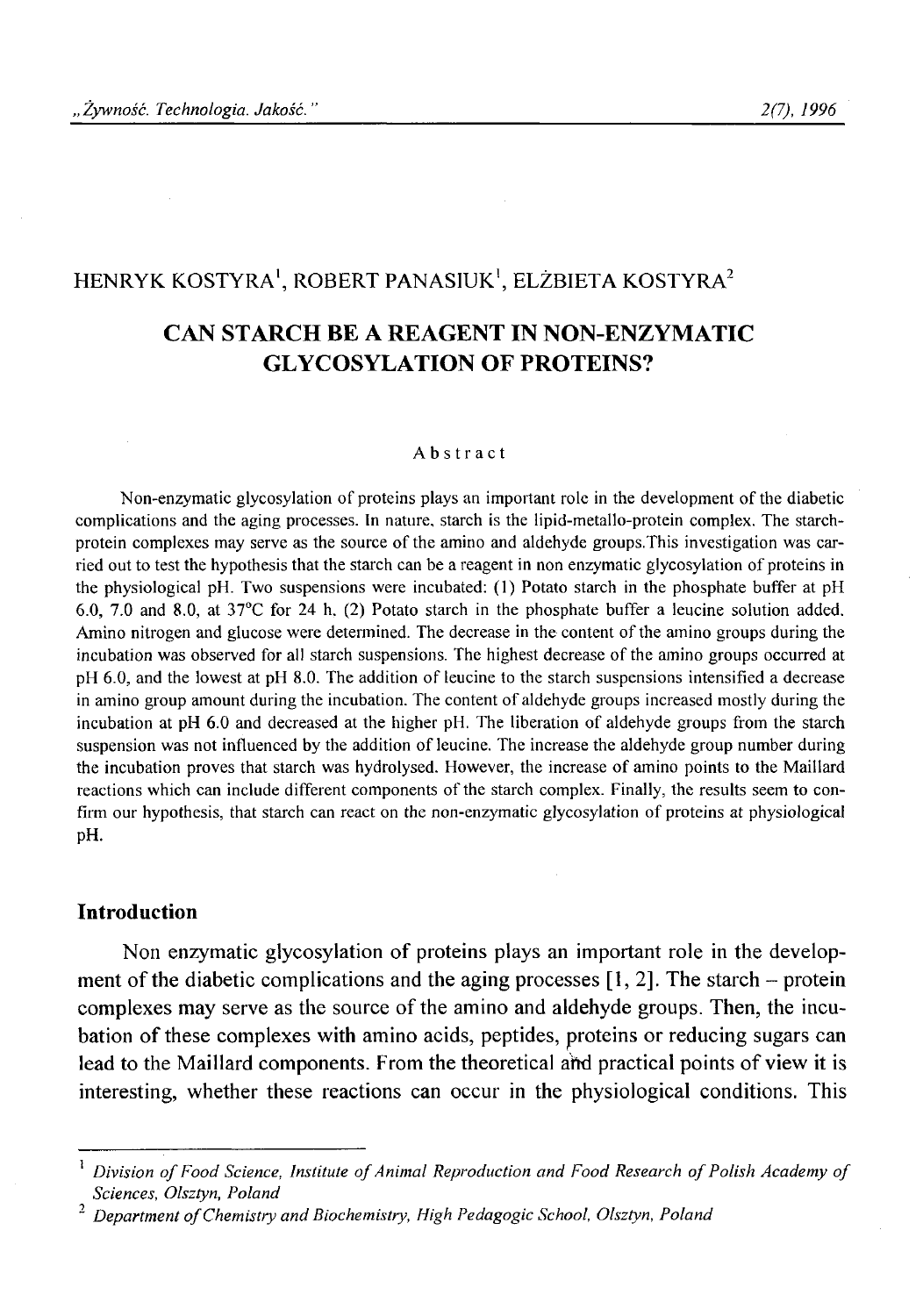HENRYK KOSTYRA[1], ROBERT PANASIUK[1], ELŻBIETA KOSTYRA[2]

# CAN STARCH BE A REAGENT IN NON-ENZYMATIC GLYCOSYLATION OF PROTEINS?

### Abstract

Non-enzymatic glycosylation of proteins plays an important role in the development of the diabetic complications and the aging processes. In nature, starch is the lipid-metallo-protein complex. The starch-protein complexes may serve as the source of the amino and aldehyde groups.This investigation was carried out to test the hypothesis that the starch can be a reagent in non enzymatic glycosylation of proteins in the physiological pH. Two suspensions were incubated: (1) Potato starch in the phosphate buffer at pH 6.0, 7.0 and 8.0, at 37°C for 24 h, (2) Potato starch in the phosphate buffer a leucine solution added. Amino nitrogen and glucose were determined. The decrease in the content of the amino groups during the incubation was observed for all starch suspensions. The highest decrease of the amino groups occurred at pH 6.0, and the lowest at pH 8.0. The addition of leucine to the starch suspensions intensified a decrease in amino group amount during the incubation. The content of aldehyde groups increased mostly during the incubation at pH 6.0 and decreased at the higher pH. The liberation of aldehyde groups from the starch suspension was not influenced by the addition of leucine. The increase the aldehyde group number during the incubation proves that starch was hydrolysed. However, the increase of amino points to the Maillard reactions which can include different components of the starch complex. Finally, the results seem to confirm our hypothesis, that starch can react on the non-enzymatic glycosylation of proteins at physiological pH.

## Introduction

Non enzymatic glycosylation of proteins plays an important role in the development of the diabetic complications and the aging processes [1, 2]. The starch – protein complexes may serve as the source of the amino and aldehyde groups. Then, the incubation of these complexes with amino acids, peptides, proteins or reducing sugars can lead to the Maillard components. From the theoretical and practical points of view it is interesting, whether these reactions can occur in the physiological conditions. This

---

[1] *Division of Food Science, Institute of Animal Reproduction and Food Research of Polish Academy of Sciences, Olsztyn, Poland*

[2] *Department of Chemistry and Biochemistry, High Pedagogic School, Olsztyn, Poland*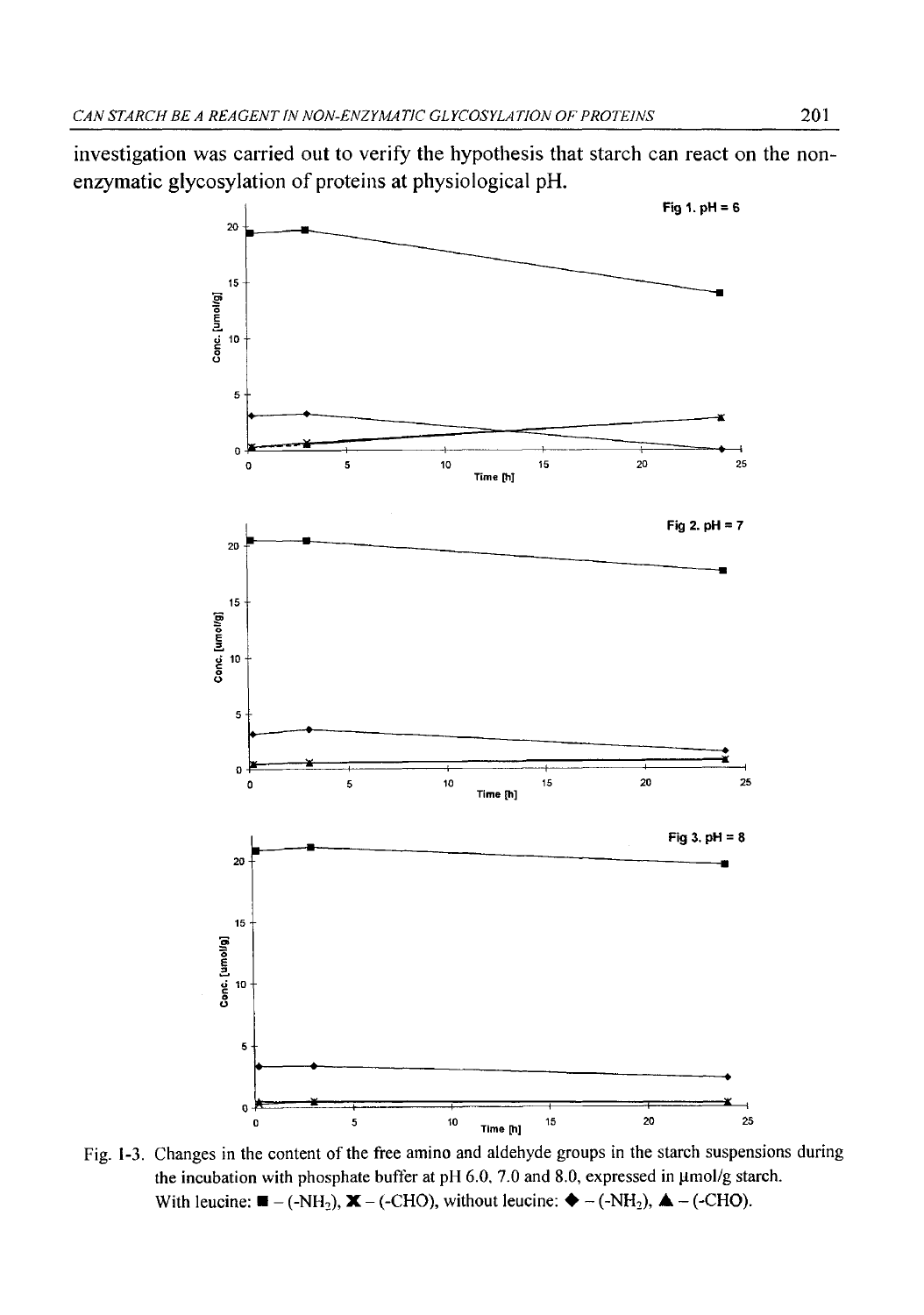investigation was carried out to verify the hypothesis that starch can react on the non-enzymatic glycosylation of proteins at physiological pH.

Fig 1. pH = 6

Fig 2. pH = 7

Fig 3. pH = 8

Fig. 1-3. Changes in the content of the free amino and aldehyde groups in the starch suspensions during the incubation with phosphate buffer at pH 6.0, 7.0 and 8.0, expressed in μmol/g starch.
With leucine: ■ – ($-NH_2$), ✖ – ($-CHO$), without leucine: ◆ – ($-NH_2$), ▲ – ($-CHO$).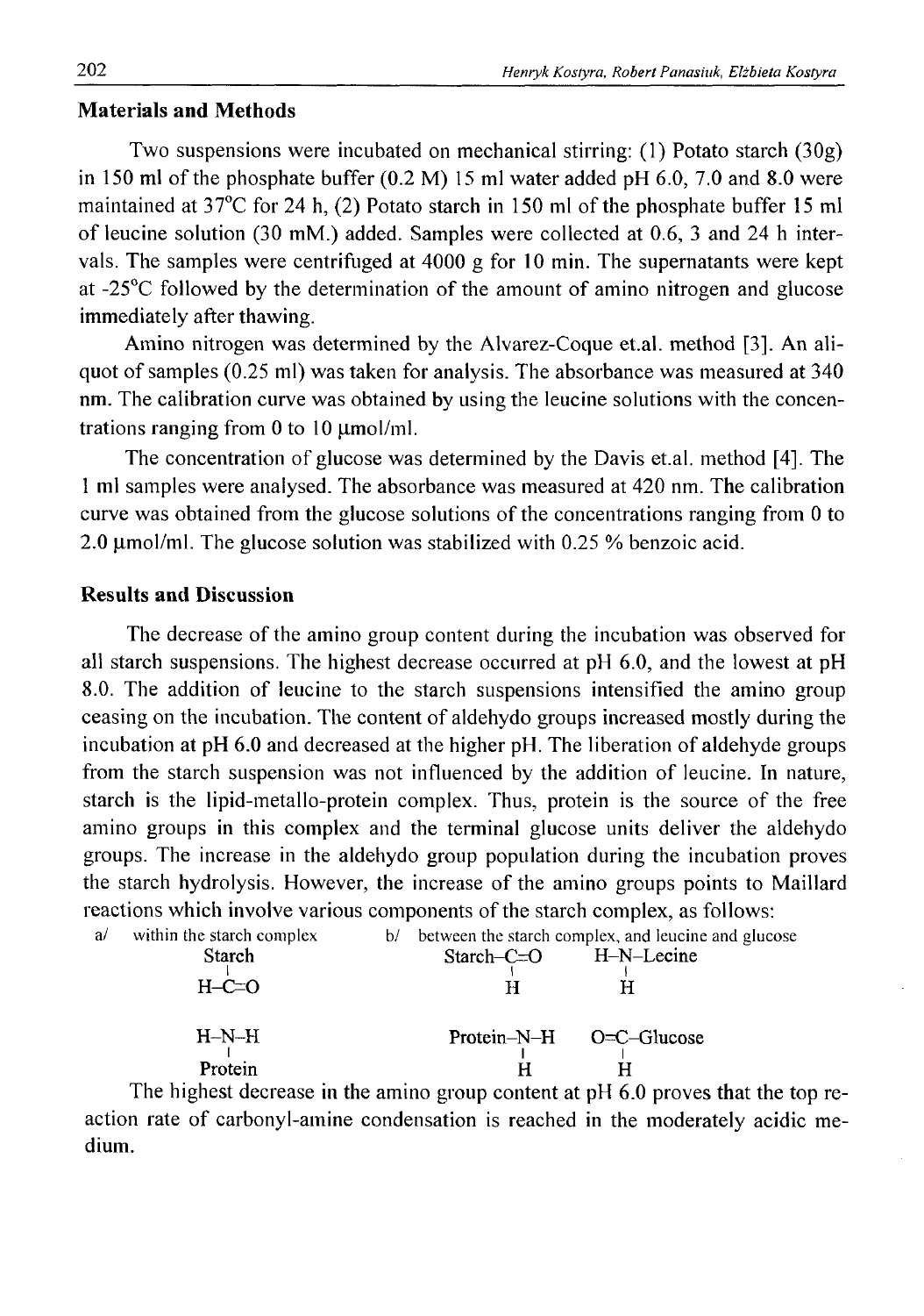## Materials and Methods

Two suspensions were incubated on mechanical stirring: (1) Potato starch (30g) in 150 ml of the phosphate buffer (0.2 M) 15 ml water added pH 6.0, 7.0 and 8.0 were maintained at 37°C for 24 h, (2) Potato starch in 150 ml of the phosphate buffer 15 ml of leucine solution (30 mM.) added. Samples were collected at 0.6, 3 and 24 h intervals. The samples were centrifuged at 4000 g for 10 min. The supernatants were kept at -25°C followed by the determination of the amount of amino nitrogen and glucose immediately after thawing.

Amino nitrogen was determined by the Alvarez-Coque et.al. method [3]. An aliquot of samples (0.25 ml) was taken for analysis. The absorbance was measured at 340 nm. The calibration curve was obtained by using the leucine solutions with the concentrations ranging from 0 to 10 μmol/ml.

The concentration of glucose was determined by the Davis et.al. method [4]. The 1 ml samples were analysed. The absorbance was measured at 420 nm. The calibration curve was obtained from the glucose solutions of the concentrations ranging from 0 to 2.0 μmol/ml. The glucose solution was stabilized with 0.25 % benzoic acid.

## Results and Discussion

The decrease of the amino group content during the incubation was observed for all starch suspensions. The highest decrease occurred at pH 6.0, and the lowest at pH 8.0. The addition of leucine to the starch suspensions intensified the amino group ceasing on the incubation. The content of aldehydo groups increased mostly during the incubation at pH 6.0 and decreased at the higher pH. The liberation of aldehyde groups from the starch suspension was not influenced by the addition of leucine. In nature, starch is the lipid-metallo-protein complex. Thus, protein is the source of the free amino groups in this complex and the terminal glucose units deliver the aldehydo groups. The increase in the aldehydo group population during the incubation proves the starch hydrolysis. However, the increase of the amino groups points to Maillard reactions which involve various components of the starch complex, as follows:

a/ within the starch complex

```
 Starch
   |
 H–C=O

 H–N–H
   |
 Protein
```

b/ between the starch complex, and leucine and glucose

```
Starch–C=O      H–N–Lecine
       |           |
       H           H

Protein–N–H     O=C–Glucose
        |         |
        H         H
```

The highest decrease in the amino group content at pH 6.0 proves that the top reaction rate of carbonyl-amine condensation is reached in the moderately acidic medium.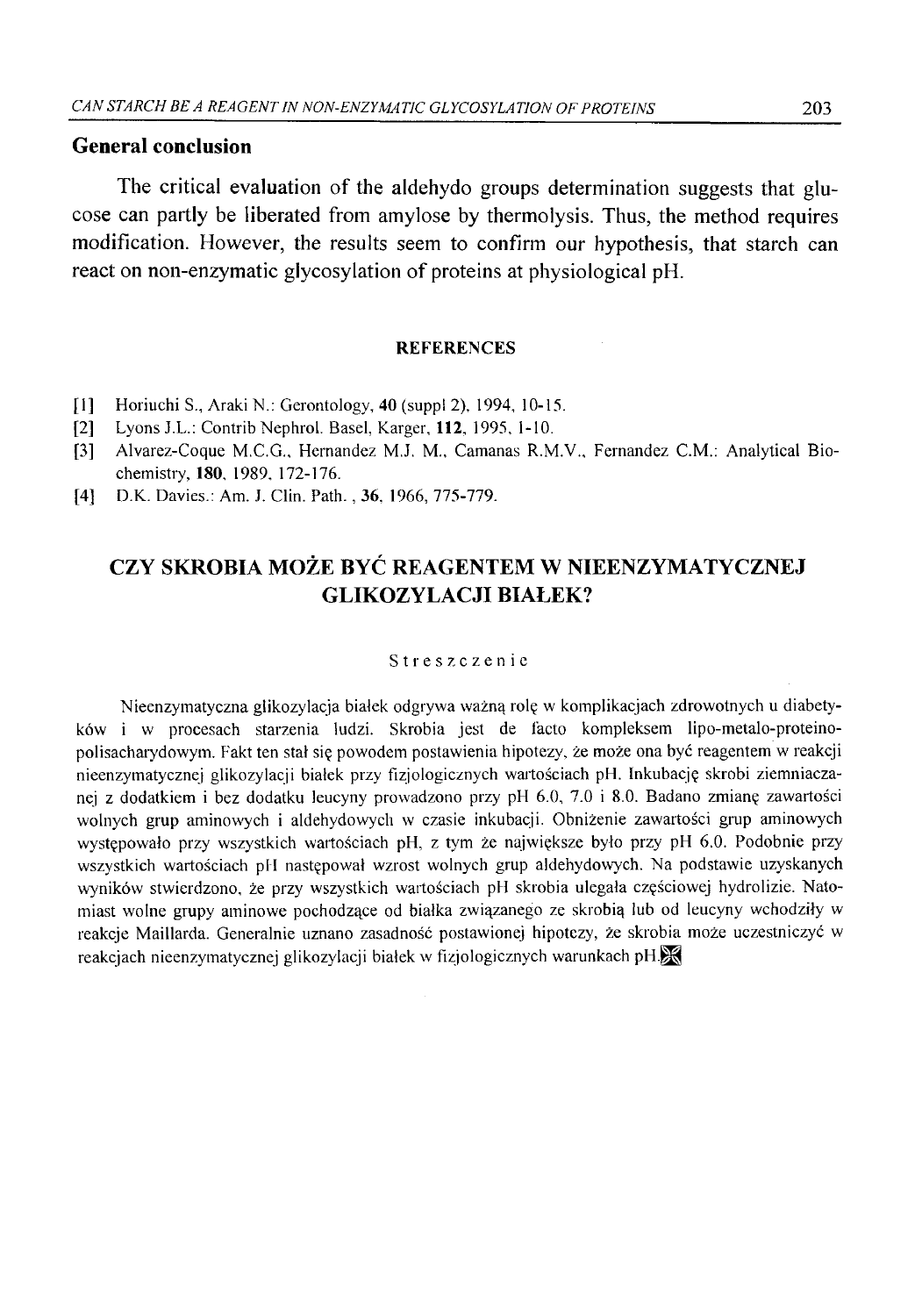## General conclusion

The critical evaluation of the aldehydo groups determination suggests that glucose can partly be liberated from amylose by thermolysis. Thus, the method requires modification. However, the results seem to confirm our hypothesis, that starch can react on non-enzymatic glycosylation of proteins at physiological pH.

### REFERENCES

[1] Horiuchi S., Araki N.: Gerontology, **40** (suppl 2), 1994, 10-15.

[2] Lyons J.L.: Contrib Nephrol. Basel, Karger, **112**, 1995, 1-10.

[3] Alvarez-Coque M.C.G., Hernandez M.J. M., Camanas R.M.V., Fernandez C.M.: Analytical Biochemistry, **180**, 1989, 172-176.

[4] D.K. Davies.: Am. J. Clin. Path., **36**, 1966, 775-779.

## CZY SKROBIA MOŻE BYĆ REAGENTEM W NIEENZYMATYCZNEJ GLIKOZYLACJI BIAŁEK?

Streszczenie

Nieenzymatyczna glikozylacja białek odgrywa ważną rolę w komplikacjach zdrowotnych u diabetyków i w procesach starzenia ludzi. Skrobia jest de facto kompleksem lipo-metalo-proteino-polisacharydowym. Fakt ten stał się powodem postawienia hipotezy, że może ona być reagentem w reakcji nieenzymatycznej glikozylacji białek przy fizjologicznych wartościach pH. Inkubację skrobi ziemniaczanej z dodatkiem i bez dodatku leucyny prowadzono przy pH 6.0, 7.0 i 8.0. Badano zmianę zawartości wolnych grup aminowych i aldehydowych w czasie inkubacji. Obniżenie zawartości grup aminowych występowało przy wszystkich wartościach pH, z tym że największe było przy pH 6.0. Podobnie przy wszystkich wartościach pH następował wzrost wolnych grup aldehydowych. Na podstawie uzyskanych wyników stwierdzono, że przy wszystkich wartościach pH skrobia ulegała częściowej hydrolizie. Natomiast wolne grupy aminowe pochodzące od białka związanego ze skrobią lub od leucyny wchodziły w reakcje Maillarda. Generalnie uznano zasadność postawionej hipotezy, że skrobia może uczestniczyć w reakcjach nieenzymatycznej glikozylacji białek w fizjologicznych warunkach pH.